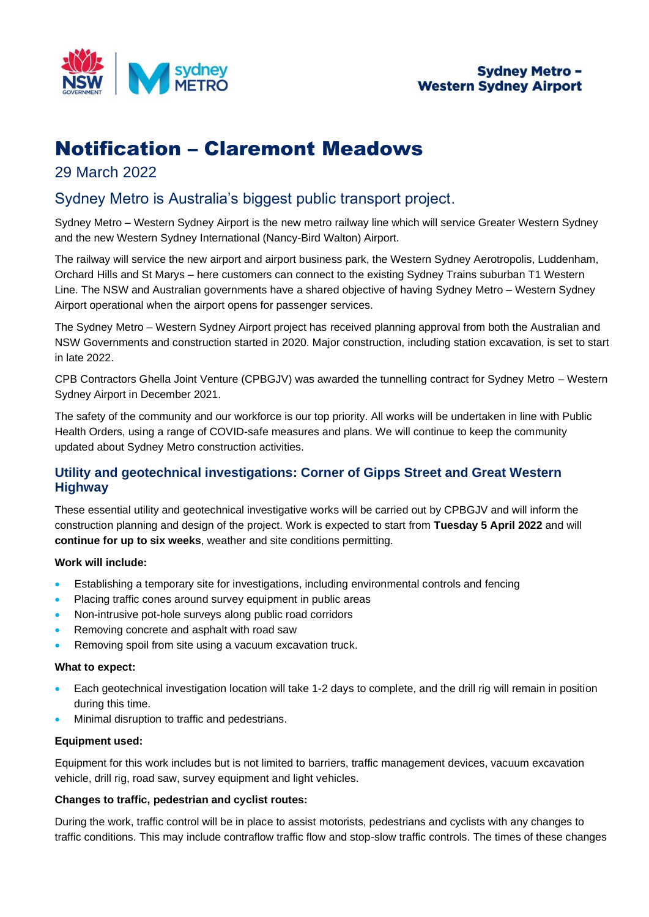Sydney Metro – Western Sydney Airport

# Notification – Claremont Meadows

29 March 2022

## Sydney Metro is Australia's biggest public transport project.

Sydney Metro – Western Sydney Airport is the new metro railway line which will service Greater Western Sydney and the new Western Sydney International (Nancy-Bird Walton) Airport.

The railway will service the new airport and airport business park, the Western Sydney Aerotropolis, Luddenham, Orchard Hills and St Marys – here customers can connect to the existing Sydney Trains suburban T1 Western Line. The NSW and Australian governments have a shared objective of having Sydney Metro – Western Sydney Airport operational when the airport opens for passenger services.

The Sydney Metro – Western Sydney Airport project has received planning approval from both the Australian and NSW Governments and construction started in 2020. Major construction, including station excavation, is set to start in late 2022.

CPB Contractors Ghella Joint Venture (CPBGJV) was awarded the tunnelling contract for Sydney Metro – Western Sydney Airport in December 2021.

The safety of the community and our workforce is our top priority. All works will be undertaken in line with Public Health Orders, using a range of COVID-safe measures and plans. We will continue to keep the community updated about Sydney Metro construction activities.

### Utility and geotechnical investigations: Corner of Gipps Street and Great Western Highway

These essential utility and geotechnical investigative works will be carried out by CPBGJV and will inform the construction planning and design of the project. Work is expected to start from **Tuesday 5 April 2022** and will **continue for up to six weeks**, weather and site conditions permitting.

**Work will include:**

- Establishing a temporary site for investigations, including environmental controls and fencing
- Placing traffic cones around survey equipment in public areas
- Non-intrusive pot-hole surveys along public road corridors
- Removing concrete and asphalt with road saw
- Removing spoil from site using a vacuum excavation truck.

**What to expect:**

- Each geotechnical investigation location will take 1-2 days to complete, and the drill rig will remain in position during this time.
- Minimal disruption to traffic and pedestrians.

**Equipment used:**

Equipment for this work includes but is not limited to barriers, traffic management devices, vacuum excavation vehicle, drill rig, road saw, survey equipment and light vehicles.

**Changes to traffic, pedestrian and cyclist routes:**

During the work, traffic control will be in place to assist motorists, pedestrians and cyclists with any changes to traffic conditions. This may include contraflow traffic flow and stop-slow traffic controls. The times of these changes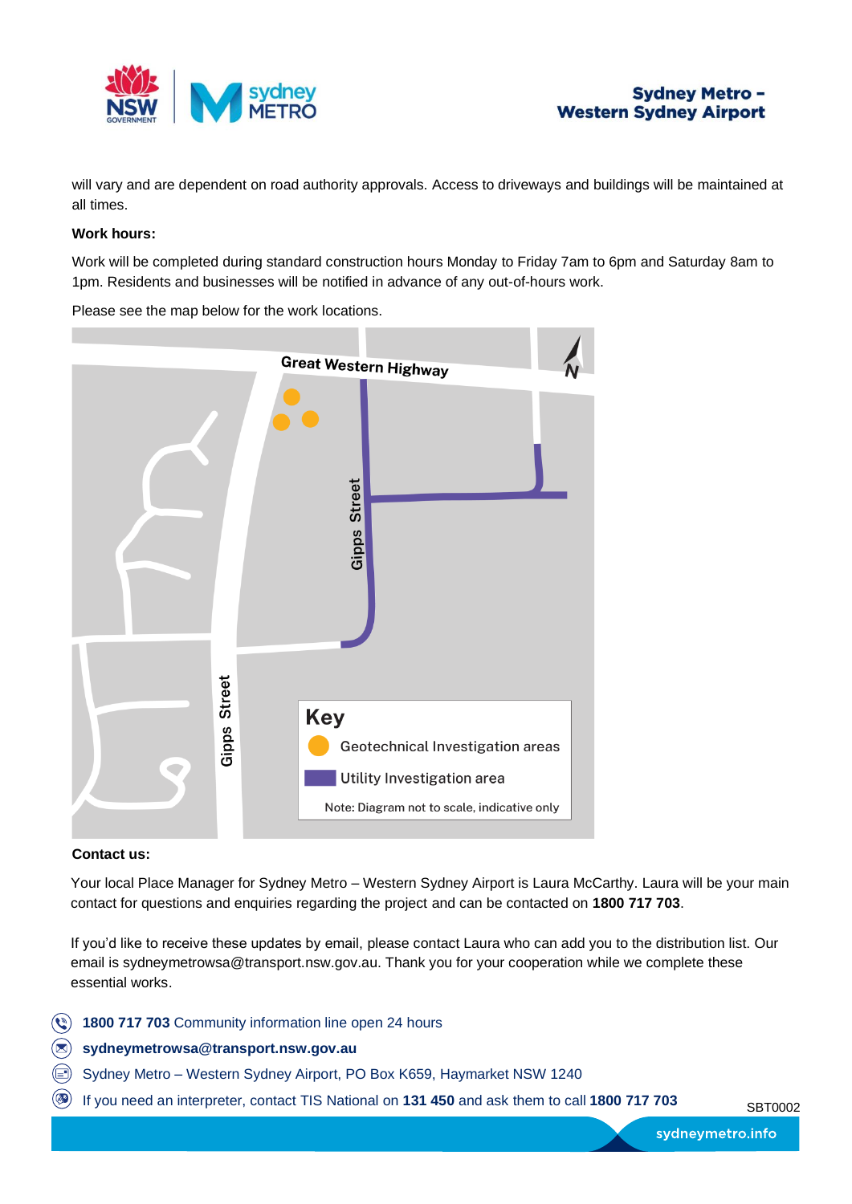will vary and are dependent on road authority approvals. Access to driveways and buildings will be maintained at all times.

**Work hours:**

Work will be completed during standard construction hours Monday to Friday 7am to 6pm and Saturday 8am to 1pm. Residents and businesses will be notified in advance of any out-of-hours work.

Please see the map below for the work locations.

Great Western Highway

Gipps Street

Gipps Street

N

Key

Geotechnical Investigation areas

Utility Investigation area

Note: Diagram not to scale, indicative only

**Contact us:**

Your local Place Manager for Sydney Metro – Western Sydney Airport is Laura McCarthy. Laura will be your main contact for questions and enquiries regarding the project and can be contacted on **1800 717 703**.

If you'd like to receive these updates by email, please contact Laura who can add you to the distribution list. Our email is sydneymetrowsa@transport.nsw.gov.au. Thank you for your cooperation while we complete these essential works.

- **1800 717 703** Community information line open 24 hours
- **sydneymetrowsa@transport.nsw.gov.au**
- Sydney Metro – Western Sydney Airport, PO Box K659, Haymarket NSW 1240
- If you need an interpreter, contact TIS National on **131 450** and ask them to call **1800 717 703**

SBT0002